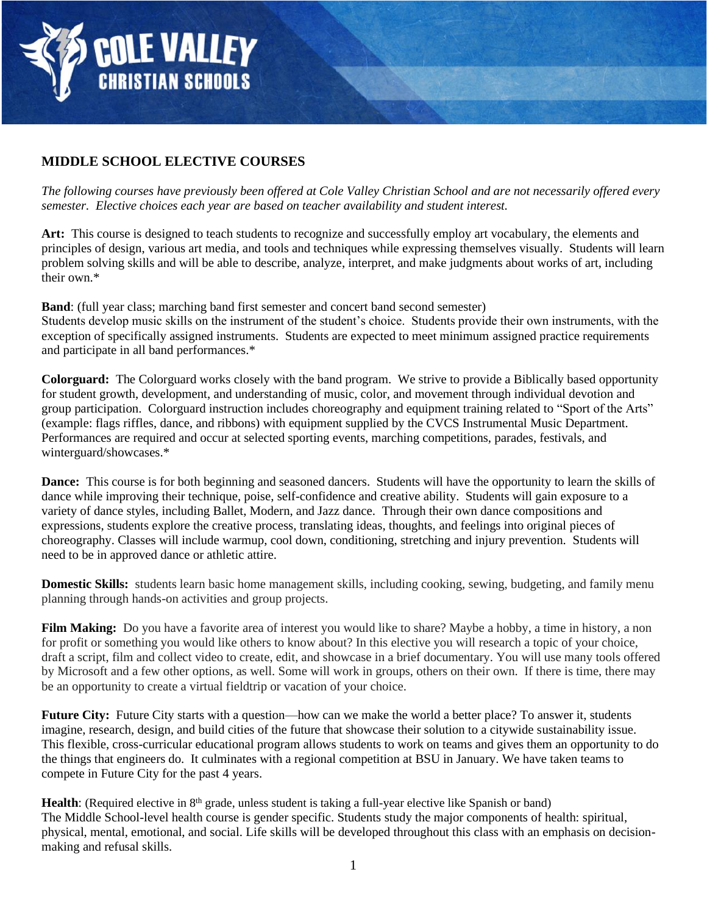# MIDDLE SCHOOL ELECTIVE COURSES

*The following courses have previously been offered at Cole Valley Christian School and are not necessarily offered every semester. Elective choices each year are based on teacher availability and student interest.*

**Art:** This course is designed to teach students to recognize and successfully employ art vocabulary, the elements and principles of design, various art media, and tools and techniques while expressing themselves visually. Students will learn problem solving skills and will be able to describe, analyze, interpret, and make judgments about works of art, including their own.*

**Band**: (full year class; marching band first semester and concert band second semester)
Students develop music skills on the instrument of the student's choice. Students provide their own instruments, with the exception of specifically assigned instruments. Students are expected to meet minimum assigned practice requirements and participate in all band performances.*

**Colorguard:** The Colorguard works closely with the band program. We strive to provide a Biblically based opportunity for student growth, development, and understanding of music, color, and movement through individual devotion and group participation. Colorguard instruction includes choreography and equipment training related to "Sport of the Arts" (example: flags riffles, dance, and ribbons) with equipment supplied by the CVCS Instrumental Music Department. Performances are required and occur at selected sporting events, marching competitions, parades, festivals, and winterguard/showcases.*

**Dance:** This course is for both beginning and seasoned dancers. Students will have the opportunity to learn the skills of dance while improving their technique, poise, self-confidence and creative ability. Students will gain exposure to a variety of dance styles, including Ballet, Modern, and Jazz dance. Through their own dance compositions and expressions, students explore the creative process, translating ideas, thoughts, and feelings into original pieces of choreography. Classes will include warmup, cool down, conditioning, stretching and injury prevention. Students will need to be in approved dance or athletic attire.

**Domestic Skills:** students learn basic home management skills, including cooking, sewing, budgeting, and family menu planning through hands-on activities and group projects.

**Film Making:** Do you have a favorite area of interest you would like to share? Maybe a hobby, a time in history, a non for profit or something you would like others to know about? In this elective you will research a topic of your choice, draft a script, film and collect video to create, edit, and showcase in a brief documentary. You will use many tools offered by Microsoft and a few other options, as well. Some will work in groups, others on their own. If there is time, there may be an opportunity to create a virtual fieldtrip or vacation of your choice.

**Future City:** Future City starts with a question—how can we make the world a better place? To answer it, students imagine, research, design, and build cities of the future that showcase their solution to a citywide sustainability issue. This flexible, cross-curricular educational program allows students to work on teams and gives them an opportunity to do the things that engineers do. It culminates with a regional competition at BSU in January. We have taken teams to compete in Future City for the past 4 years.

**Health**: (Required elective in 8th grade, unless student is taking a full-year elective like Spanish or band)
The Middle School-level health course is gender specific. Students study the major components of health: spiritual, physical, mental, emotional, and social. Life skills will be developed throughout this class with an emphasis on decision-making and refusal skills.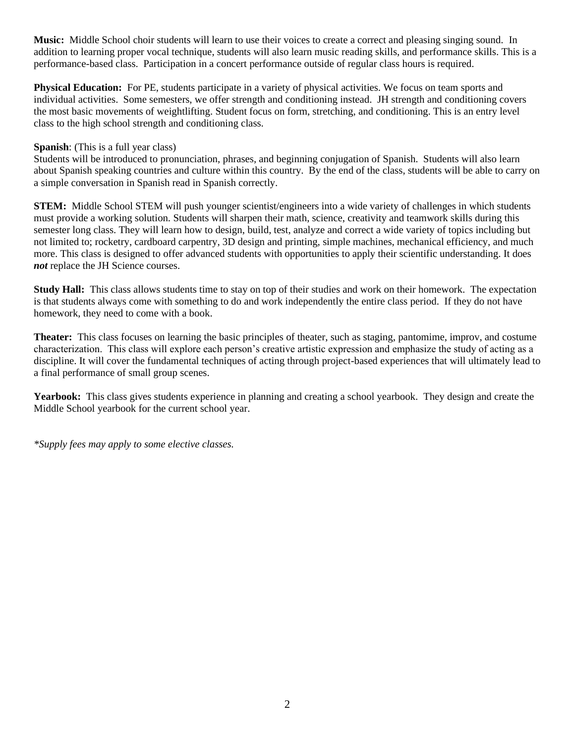**Music:** Middle School choir students will learn to use their voices to create a correct and pleasing singing sound. In addition to learning proper vocal technique, students will also learn music reading skills, and performance skills. This is a performance-based class. Participation in a concert performance outside of regular class hours is required.

**Physical Education:** For PE, students participate in a variety of physical activities. We focus on team sports and individual activities. Some semesters, we offer strength and conditioning instead. JH strength and conditioning covers the most basic movements of weightlifting. Student focus on form, stretching, and conditioning. This is an entry level class to the high school strength and conditioning class.

**Spanish**: (This is a full year class)
Students will be introduced to pronunciation, phrases, and beginning conjugation of Spanish. Students will also learn about Spanish speaking countries and culture within this country. By the end of the class, students will be able to carry on a simple conversation in Spanish read in Spanish correctly.

**STEM:** Middle School STEM will push younger scientist/engineers into a wide variety of challenges in which students must provide a working solution. Students will sharpen their math, science, creativity and teamwork skills during this semester long class. They will learn how to design, build, test, analyze and correct a wide variety of topics including but not limited to; rocketry, cardboard carpentry, 3D design and printing, simple machines, mechanical efficiency, and much more. This class is designed to offer advanced students with opportunities to apply their scientific understanding. It does ***not*** replace the JH Science courses.

**Study Hall:** This class allows students time to stay on top of their studies and work on their homework. The expectation is that students always come with something to do and work independently the entire class period. If they do not have homework, they need to come with a book.

**Theater:** This class focuses on learning the basic principles of theater, such as staging, pantomime, improv, and costume characterization. This class will explore each person's creative artistic expression and emphasize the study of acting as a discipline. It will cover the fundamental techniques of acting through project-based experiences that will ultimately lead to a final performance of small group scenes.

**Yearbook:** This class gives students experience in planning and creating a school yearbook. They design and create the Middle School yearbook for the current school year.

**Supply fees may apply to some elective classes.*